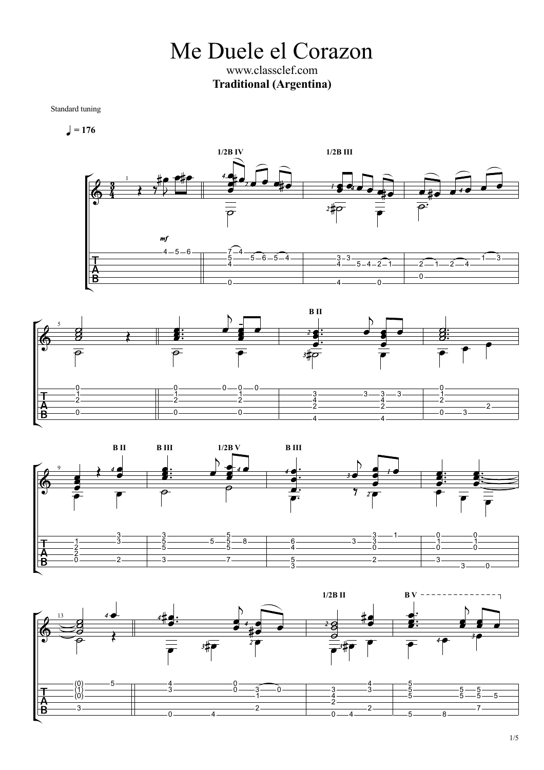# Me Duele el Corazon

www.classclef.com

**Traditional (Argentina)**

Standard tuning

♩ = 176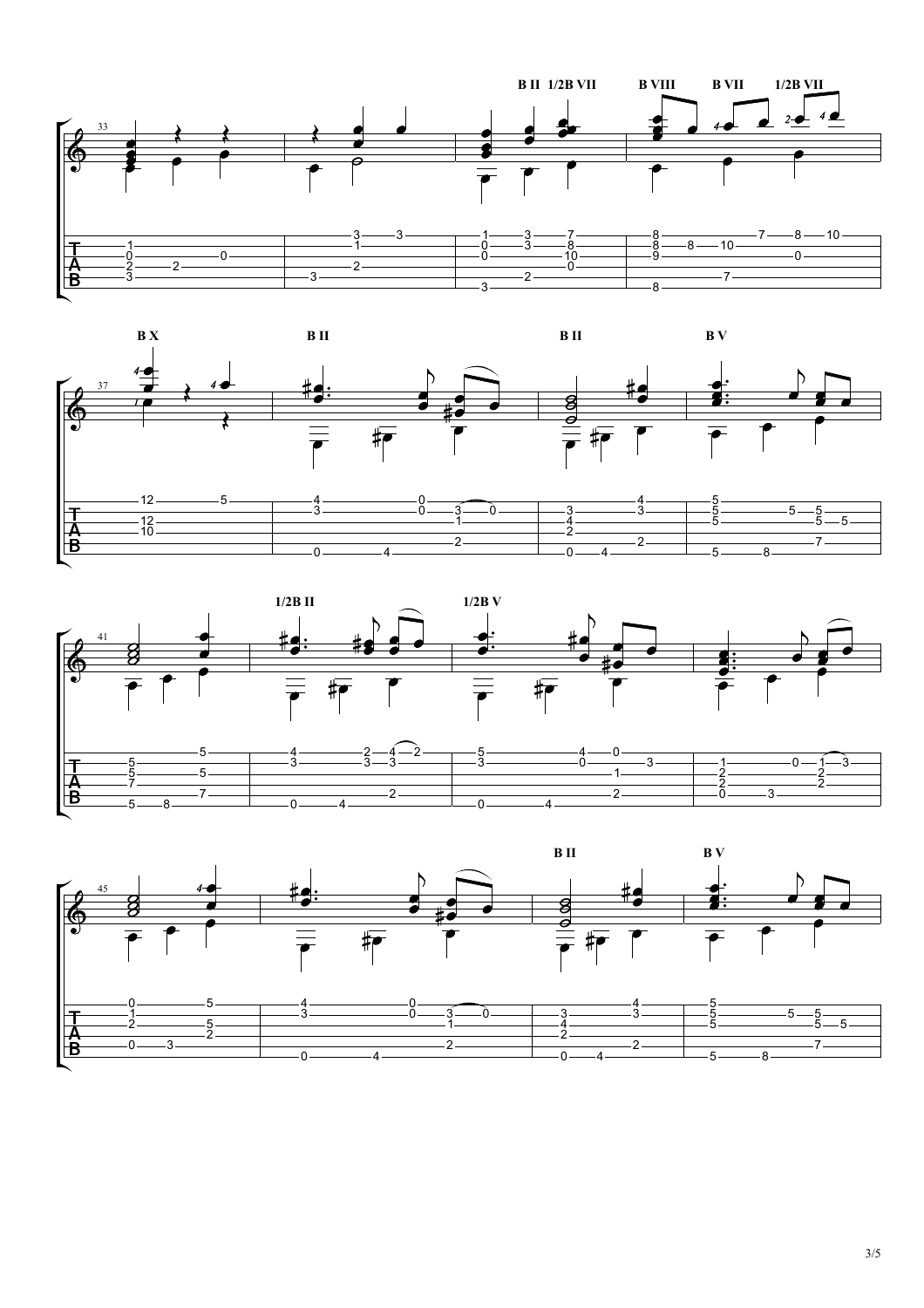B II 1/2B VII B VIII B VII 1/2B VII

B X B II B II B V

1/2B II 1/2B V

B II B V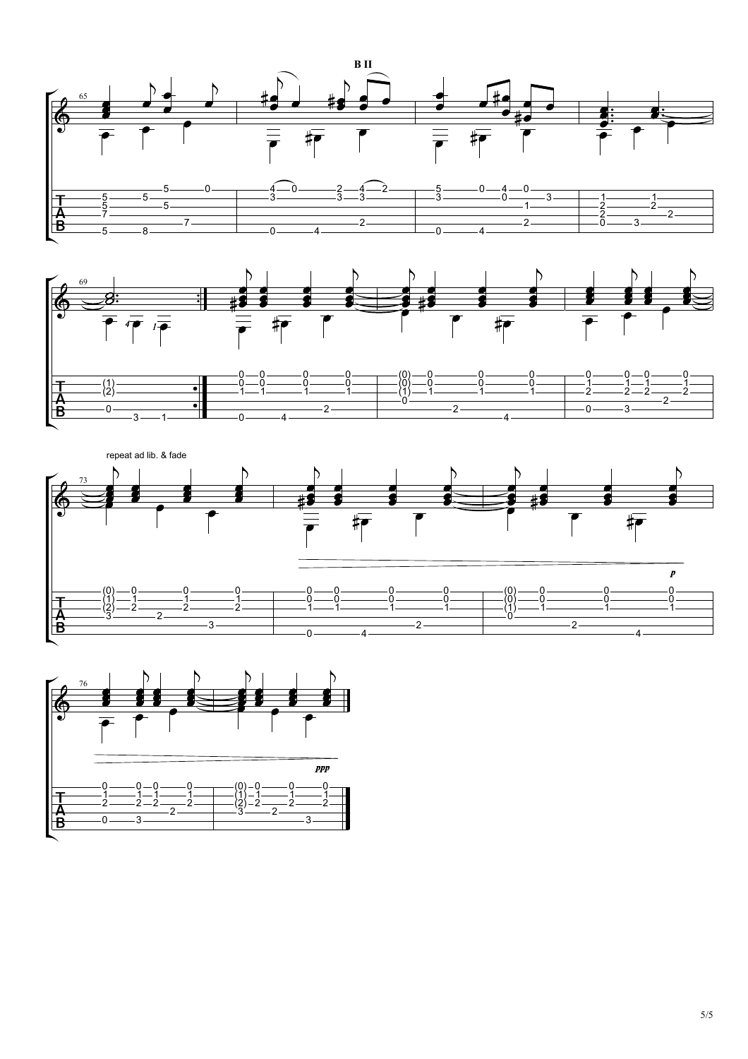B II

repeat ad lib. & fade